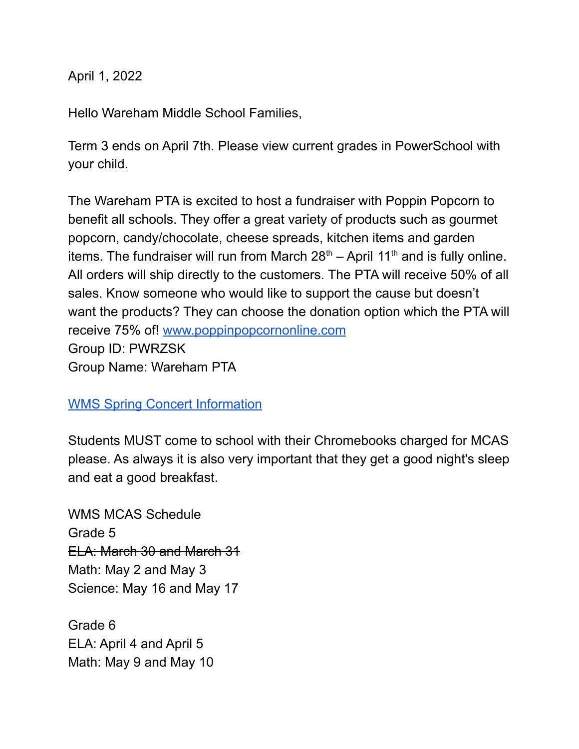April 1, 2022

Hello Wareham Middle School Families,

Term 3 ends on April 7th. Please view current grades in PowerSchool with your child.

The Wareham PTA is excited to host a fundraiser with Poppin Popcorn to benefit all schools. They offer a great variety of products such as gourmet popcorn, candy/chocolate, cheese spreads, kitchen items and garden items. The fundraiser will run from March 28th – April 11th and is fully online. All orders will ship directly to the customers. The PTA will receive 50% of all sales. Know someone who would like to support the cause but doesn't want the products? They can choose the donation option which the PTA will receive 75% of! [www.poppinpopcornonline.com](http://www.poppinpopcornonline.com)
Group ID: PWRZSK
Group Name: Wareham PTA

[WMS Spring Concert Information]()

Students MUST come to school with their Chromebooks charged for MCAS please. As always it is also very important that they get a good night's sleep and eat a good breakfast.

WMS MCAS Schedule
Grade 5
~~ELA: March 30 and March 31~~
Math: May 2 and May 3
Science: May 16 and May 17

Grade 6
ELA: April 4 and April 5
Math: May 9 and May 10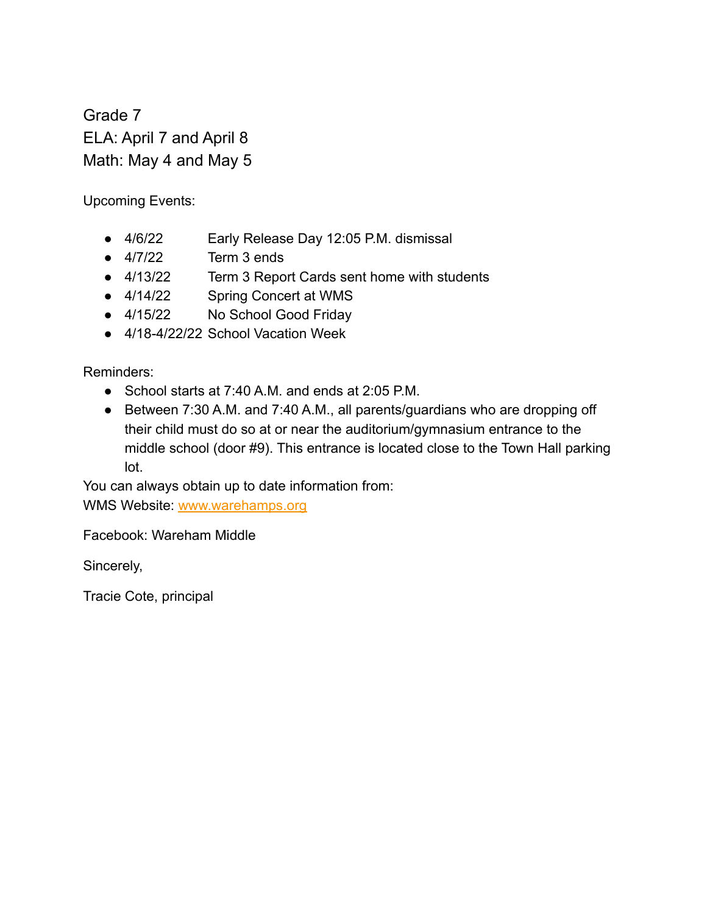Grade 7
ELA: April 7 and April 8
Math: May 4 and May 5

Upcoming Events:

- 4/6/22 Early Release Day 12:05 P.M. dismissal
- 4/7/22 Term 3 ends
- 4/13/22 Term 3 Report Cards sent home with students
- 4/14/22 Spring Concert at WMS
- 4/15/22 No School Good Friday
- 4/18-4/22/22 School Vacation Week

Reminders:

- School starts at 7:40 A.M. and ends at 2:05 P.M.
- Between 7:30 A.M. and 7:40 A.M., all parents/guardians who are dropping off their child must do so at or near the auditorium/gymnasium entrance to the middle school (door #9). This entrance is located close to the Town Hall parking lot.

You can always obtain up to date information from:
WMS Website: [www.warehamps.org](http://www.warehamps.org)

Facebook: Wareham Middle

Sincerely,

Tracie Cote, principal